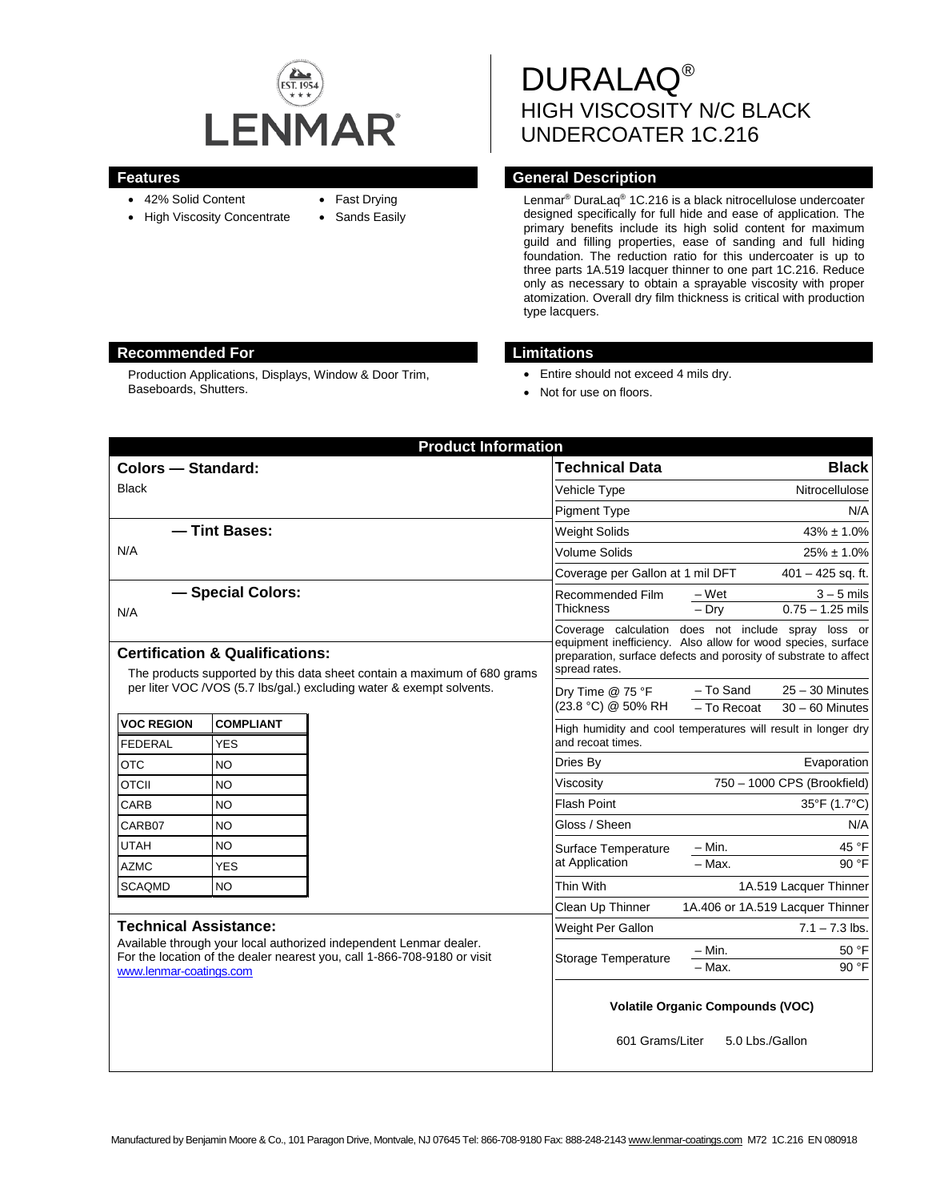LENMAR

# DURALAQ®
# HIGH VISCOSITY N/C BLACK UNDERCOATER 1C.216

## Features

- 42% Solid Content
- High Viscosity Concentrate
- Fast Drying
- Sands Easily

## General Description

Lenmar® DuraLaq® 1C.216 is a black nitrocellulose undercoater designed specifically for full hide and ease of application. The primary benefits include its high solid content for maximum guild and filling properties, ease of sanding and full hiding foundation. The reduction ratio for this undercoater is up to three parts 1A.519 lacquer thinner to one part 1C.216. Reduce only as necessary to obtain a sprayable viscosity with proper atomization. Overall dry film thickness is critical with production type lacquers.

## Recommended For

Production Applications, Displays, Window & Door Trim, Baseboards, Shutters.

## Limitations

- Entire should not exceed 4 mils dry.
- Not for use on floors.

## Product Information

### Colors — Standard:

Black

### — Tint Bases:

N/A

### — Special Colors:

N/A

### Certification & Qualifications:

The products supported by this data sheet contain a maximum of 680 grams per liter VOC /VOS (5.7 lbs/gal.) excluding water & exempt solvents.

| VOC REGION | COMPLIANT |
|---|---|
| FEDERAL | YES |
| OTC | NO |
| OTCII | NO |
| CARB | NO |
| CARB07 | NO |
| UTAH | NO |
| AZMC | YES |
| SCAQMD | NO |

### Technical Assistance:

Available through your local authorized independent Lenmar dealer. For the location of the dealer nearest you, call 1-866-708-9180 or visit www.lenmar-coatings.com

| Technical Data | | Black |
|---|---|---|
| Vehicle Type | | Nitrocellulose |
| Pigment Type | | N/A |
| Weight Solids | | 43% ± 1.0% |
| Volume Solids | | 25% ± 1.0% |
| Coverage per Gallon at 1 mil DFT | | 401 – 425 sq. ft. |
| Recommended Film Thickness | – Wet | 3 – 5 mils |
| | – Dry | 0.75 – 1.25 mils |
| Coverage calculation does not include spray loss or equipment inefficiency. Also allow for wood species, surface preparation, surface defects and porosity of substrate to affect spread rates. | | |
| Dry Time @ 75 °F (23.8 °C) @ 50% RH | – To Sand | 25 – 30 Minutes |
| | – To Recoat | 30 – 60 Minutes |
| High humidity and cool temperatures will result in longer dry and recoat times. | | |
| Dries By | | Evaporation |
| Viscosity | | 750 – 1000 CPS (Brookfield) |
| Flash Point | | 35°F (1.7°C) |
| Gloss / Sheen | | N/A |
| Surface Temperature at Application | – Min. | 45 °F |
| | – Max. | 90 °F |
| Thin With | | 1A.519 Lacquer Thinner |
| Clean Up Thinner | | 1A.406 or 1A.519 Lacquer Thinner |
| Weight Per Gallon | | 7.1 – 7.3 lbs. |
| Storage Temperature | – Min. | 50 °F |
| | – Max. | 90 °F |

**Volatile Organic Compounds (VOC)**

601 Grams/Liter 5.0 Lbs./Gallon

Manufactured by Benjamin Moore & Co., 101 Paragon Drive, Montvale, NJ 07645 Tel: 866-708-9180 Fax: 888-248-2143 www.lenmar-coatings.com M72 1C.216 EN 080918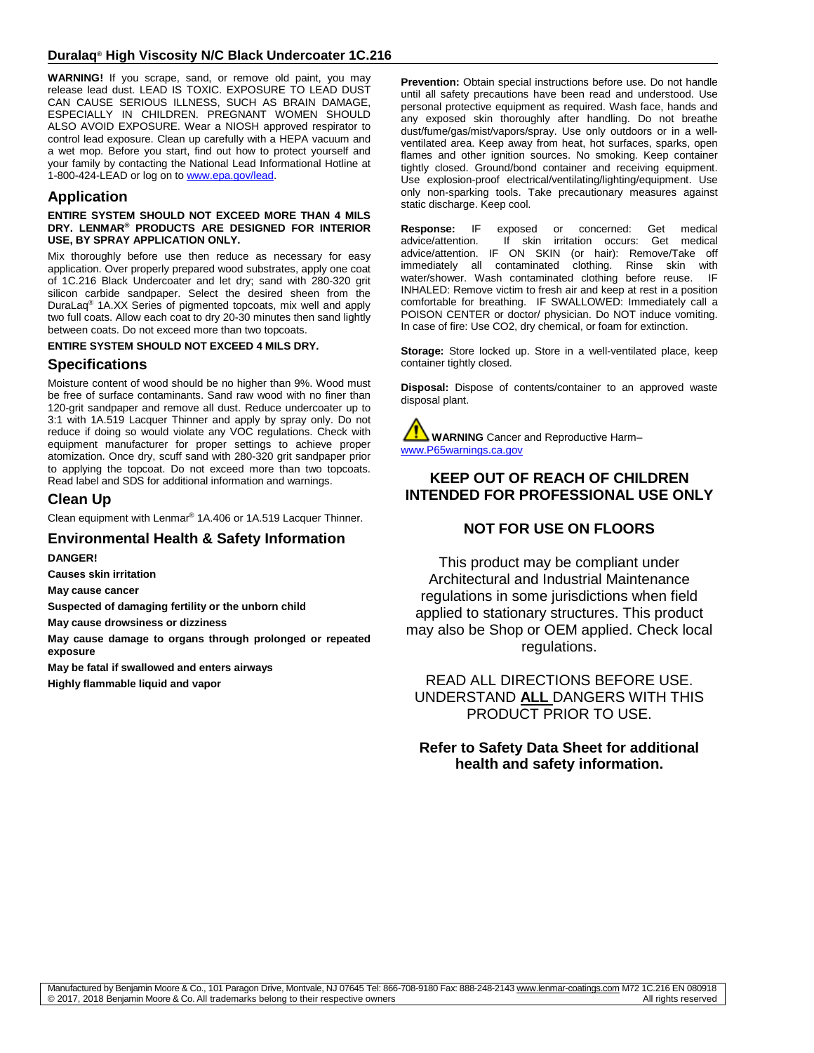## Duralaq® High Viscosity N/C Black Undercoater 1C.216

**WARNING!** If you scrape, sand, or remove old paint, you may release lead dust. LEAD IS TOXIC. EXPOSURE TO LEAD DUST CAN CAUSE SERIOUS ILLNESS, SUCH AS BRAIN DAMAGE, ESPECIALLY IN CHILDREN. PREGNANT WOMEN SHOULD ALSO AVOID EXPOSURE. Wear a NIOSH approved respirator to control lead exposure. Clean up carefully with a HEPA vacuum and a wet mop. Before you start, find out how to protect yourself and your family by contacting the National Lead Informational Hotline at 1-800-424-LEAD or log on to www.epa.gov/lead.

## Application

**ENTIRE SYSTEM SHOULD NOT EXCEED MORE THAN 4 MILS DRY. LENMAR® PRODUCTS ARE DESIGNED FOR INTERIOR USE, BY SPRAY APPLICATION ONLY.**

Mix thoroughly before use then reduce as necessary for easy application. Over properly prepared wood substrates, apply one coat of 1C.216 Black Undercoater and let dry; sand with 280-320 grit silicon carbide sandpaper. Select the desired sheen from the DuraLaq® 1A.XX Series of pigmented topcoats, mix well and apply two full coats. Allow each coat to dry 20-30 minutes then sand lightly between coats. Do not exceed more than two topcoats.

**ENTIRE SYSTEM SHOULD NOT EXCEED 4 MILS DRY.**

## Specifications

Moisture content of wood should be no higher than 9%. Wood must be free of surface contaminants. Sand raw wood with no finer than 120-grit sandpaper and remove all dust. Reduce undercoater up to 3:1 with 1A.519 Lacquer Thinner and apply by spray only. Do not reduce if doing so would violate any VOC regulations. Check with equipment manufacturer for proper settings to achieve proper atomization. Once dry, scuff sand with 280-320 grit sandpaper prior to applying the topcoat. Do not exceed more than two topcoats. Read label and SDS for additional information and warnings.

## Clean Up

Clean equipment with Lenmar® 1A.406 or 1A.519 Lacquer Thinner.

## Environmental Health & Safety Information

**DANGER!**

**Causes skin irritation**

**May cause cancer**

**Suspected of damaging fertility or the unborn child**

**May cause drowsiness or dizziness**

**May cause damage to organs through prolonged or repeated exposure**

**May be fatal if swallowed and enters airways**

**Highly flammable liquid and vapor**

**Prevention:** Obtain special instructions before use. Do not handle until all safety precautions have been read and understood. Use personal protective equipment as required. Wash face, hands and any exposed skin thoroughly after handling. Do not breathe dust/fume/gas/mist/vapors/spray. Use only outdoors or in a well-ventilated area. Keep away from heat, hot surfaces, sparks, open flames and other ignition sources. No smoking. Keep container tightly closed. Ground/bond container and receiving equipment. Use explosion-proof electrical/ventilating/lighting/equipment. Use only non-sparking tools. Take precautionary measures against static discharge. Keep cool.

**Response:** IF exposed or concerned: Get medical advice/attention. If skin irritation occurs: Get medical advice/attention. IF ON SKIN (or hair): Remove/Take off immediately all contaminated clothing. Rinse skin with water/shower. Wash contaminated clothing before reuse. IF INHALED: Remove victim to fresh air and keep at rest in a position comfortable for breathing. IF SWALLOWED: Immediately call a POISON CENTER or doctor/ physician. Do NOT induce vomiting. In case of fire: Use CO2, dry chemical, or foam for extinction.

**Storage:** Store locked up. Store in a well-ventilated place, keep container tightly closed.

**Disposal:** Dispose of contents/container to an approved waste disposal plant.

**WARNING** Cancer and Reproductive Harm– www.P65warnings.ca.gov

### KEEP OUT OF REACH OF CHILDREN
### INTENDED FOR PROFESSIONAL USE ONLY

### NOT FOR USE ON FLOORS

This product may be compliant under Architectural and Industrial Maintenance regulations in some jurisdictions when field applied to stationary structures. This product may also be Shop or OEM applied. Check local regulations.

READ ALL DIRECTIONS BEFORE USE. UNDERSTAND **ALL** DANGERS WITH THIS PRODUCT PRIOR TO USE.

**Refer to Safety Data Sheet for additional health and safety information.**

Manufactured by Benjamin Moore & Co., 101 Paragon Drive, Montvale, NJ 07645 Tel: 866-708-9180 Fax: 888-248-2143 www.lenmar-coatings.com M72 1C.216 EN 080918
© 2017, 2018 Benjamin Moore & Co. All trademarks belong to their respective owners All rights reserved